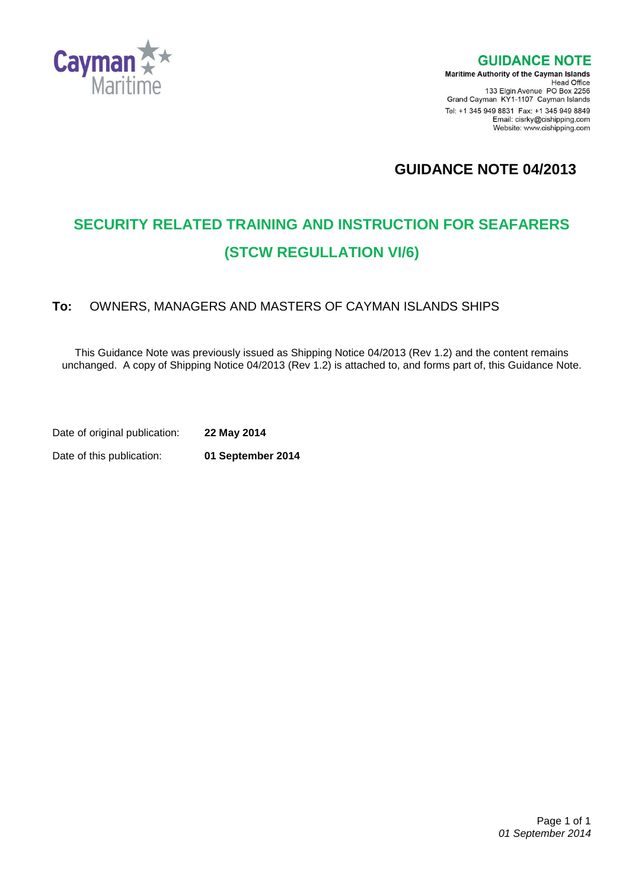# GUIDANCE NOTE

**Maritime Authority of the Cayman Islands**
Head Office
133 Elgin Avenue PO Box 2256
Grand Cayman KY1-1107 Cayman Islands
Tel: +1 345 949 8831 Fax: +1 345 949 8849
Email: cisrky@cishipping.com
Website: www.cishipping.com

## GUIDANCE NOTE 04/2013

## SECURITY RELATED TRAINING AND INSTRUCTION FOR SEAFARERS (STCW REGULLATION VI/6)

**To:** OWNERS, MANAGERS AND MASTERS OF CAYMAN ISLANDS SHIPS

This Guidance Note was previously issued as Shipping Notice 04/2013 (Rev 1.2) and the content remains unchanged. A copy of Shipping Notice 04/2013 (Rev 1.2) is attached to, and forms part of, this Guidance Note.

Date of original publication: **22 May 2014**

Date of this publication: **01 September 2014**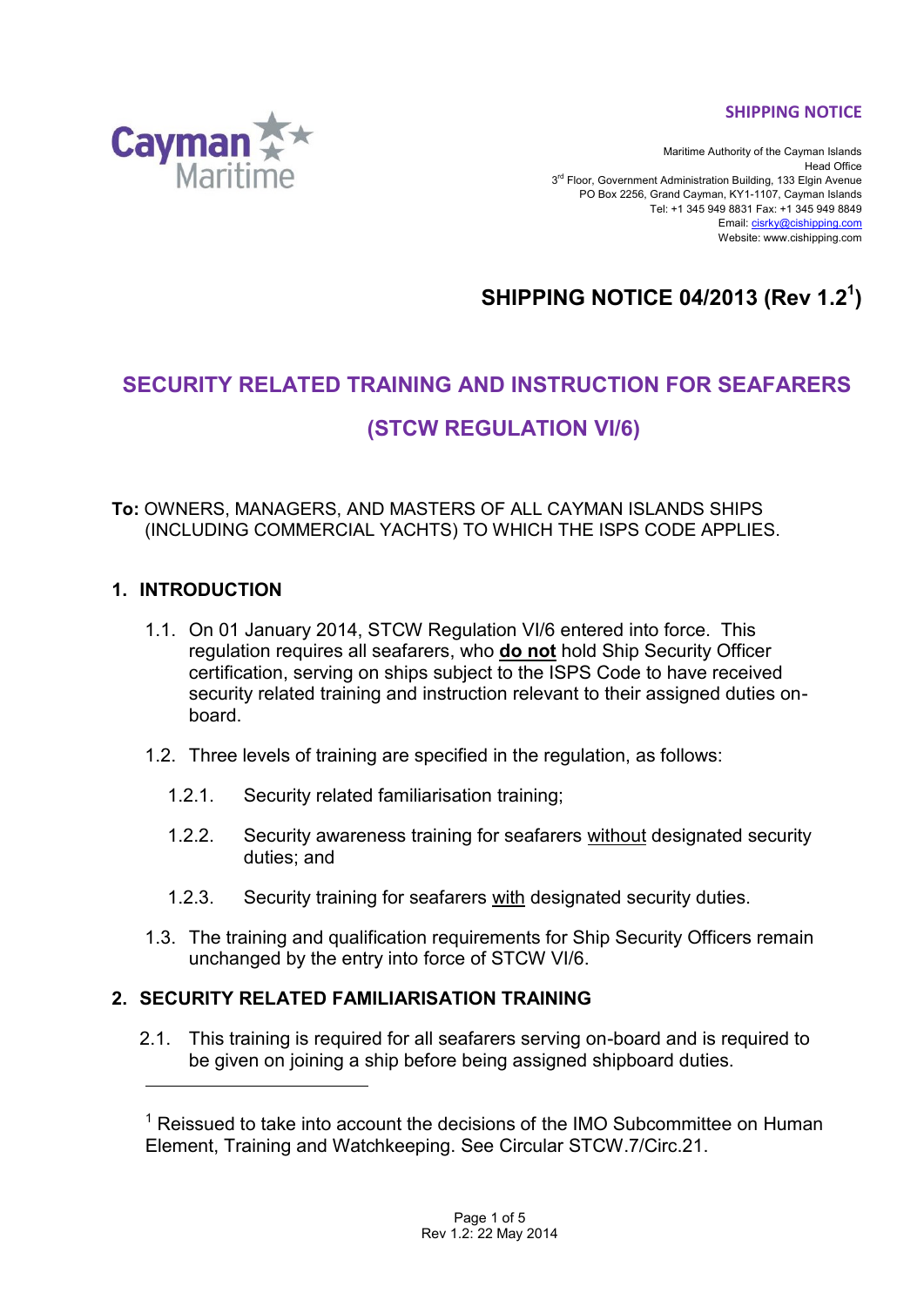SHIPPING NOTICE

Maritime Authority of the Cayman Islands
Head Office
3rd Floor, Government Administration Building, 133 Elgin Avenue
PO Box 2256, Grand Cayman, KY1-1107, Cayman Islands
Tel: +1 345 949 8831 Fax: +1 345 949 8849
Email: cisrky@cishipping.com
Website: www.cishipping.com

# SHIPPING NOTICE 04/2013 (Rev 1.2[1])

## SECURITY RELATED TRAINING AND INSTRUCTION FOR SEAFARERS

## (STCW REGULATION VI/6)

**To:** OWNERS, MANAGERS, AND MASTERS OF ALL CAYMAN ISLANDS SHIPS (INCLUDING COMMERCIAL YACHTS) TO WHICH THE ISPS CODE APPLIES.

## 1. INTRODUCTION

1.1. On 01 January 2014, STCW Regulation VI/6 entered into force. This regulation requires all seafarers, who **do not** hold Ship Security Officer certification, serving on ships subject to the ISPS Code to have received security related training and instruction relevant to their assigned duties on-board.

1.2. Three levels of training are specified in the regulation, as follows:

1.2.1. Security related familiarisation training;

1.2.2. Security awareness training for seafarers without designated security duties; and

1.2.3. Security training for seafarers with designated security duties.

1.3. The training and qualification requirements for Ship Security Officers remain unchanged by the entry into force of STCW VI/6.

## 2. SECURITY RELATED FAMILIARISATION TRAINING

2.1. This training is required for all seafarers serving on-board and is required to be given on joining a ship before being assigned shipboard duties.

[1] Reissued to take into account the decisions of the IMO Subcommittee on Human Element, Training and Watchkeeping. See Circular STCW.7/Circ.21.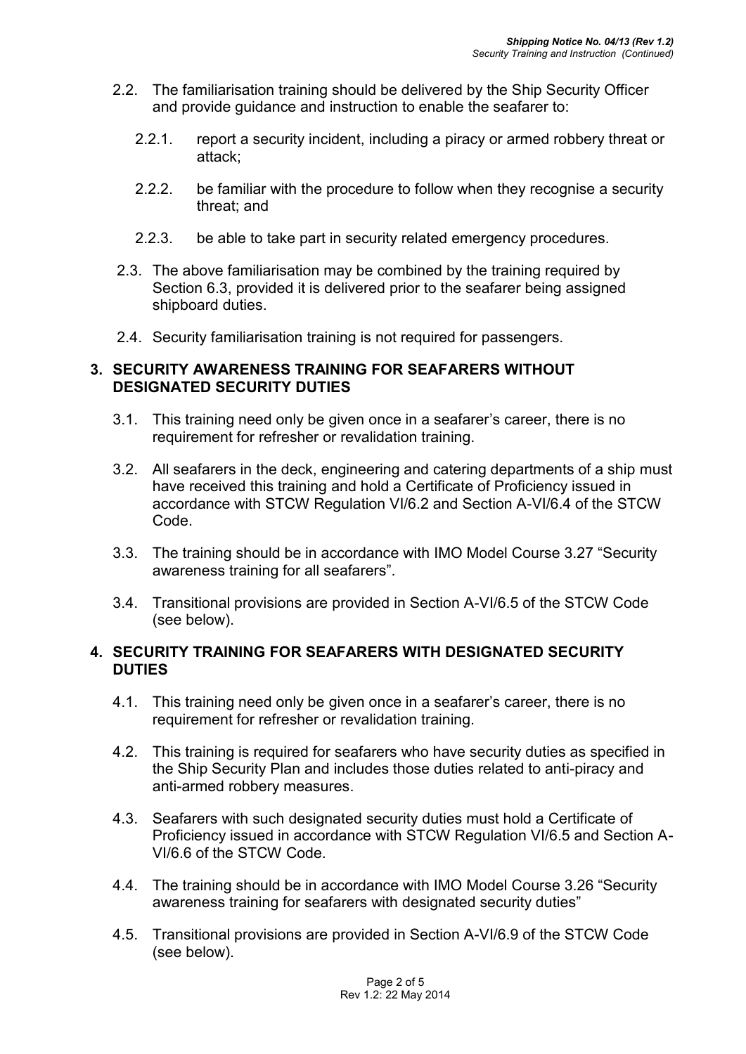2.2. The familiarisation training should be delivered by the Ship Security Officer and provide guidance and instruction to enable the seafarer to:

2.2.1. report a security incident, including a piracy or armed robbery threat or attack;

2.2.2. be familiar with the procedure to follow when they recognise a security threat; and

2.2.3. be able to take part in security related emergency procedures.

2.3. The above familiarisation may be combined by the training required by Section 6.3, provided it is delivered prior to the seafarer being assigned shipboard duties.

2.4. Security familiarisation training is not required for passengers.

## 3. SECURITY AWARENESS TRAINING FOR SEAFARERS WITHOUT DESIGNATED SECURITY DUTIES

3.1. This training need only be given once in a seafarer's career, there is no requirement for refresher or revalidation training.

3.2. All seafarers in the deck, engineering and catering departments of a ship must have received this training and hold a Certificate of Proficiency issued in accordance with STCW Regulation VI/6.2 and Section A-VI/6.4 of the STCW Code.

3.3. The training should be in accordance with IMO Model Course 3.27 "Security awareness training for all seafarers".

3.4. Transitional provisions are provided in Section A-VI/6.5 of the STCW Code (see below).

## 4. SECURITY TRAINING FOR SEAFARERS WITH DESIGNATED SECURITY DUTIES

4.1. This training need only be given once in a seafarer's career, there is no requirement for refresher or revalidation training.

4.2. This training is required for seafarers who have security duties as specified in the Ship Security Plan and includes those duties related to anti-piracy and anti-armed robbery measures.

4.3. Seafarers with such designated security duties must hold a Certificate of Proficiency issued in accordance with STCW Regulation VI/6.5 and Section A-VI/6.6 of the STCW Code.

4.4. The training should be in accordance with IMO Model Course 3.26 "Security awareness training for seafarers with designated security duties"

4.5. Transitional provisions are provided in Section A-VI/6.9 of the STCW Code (see below).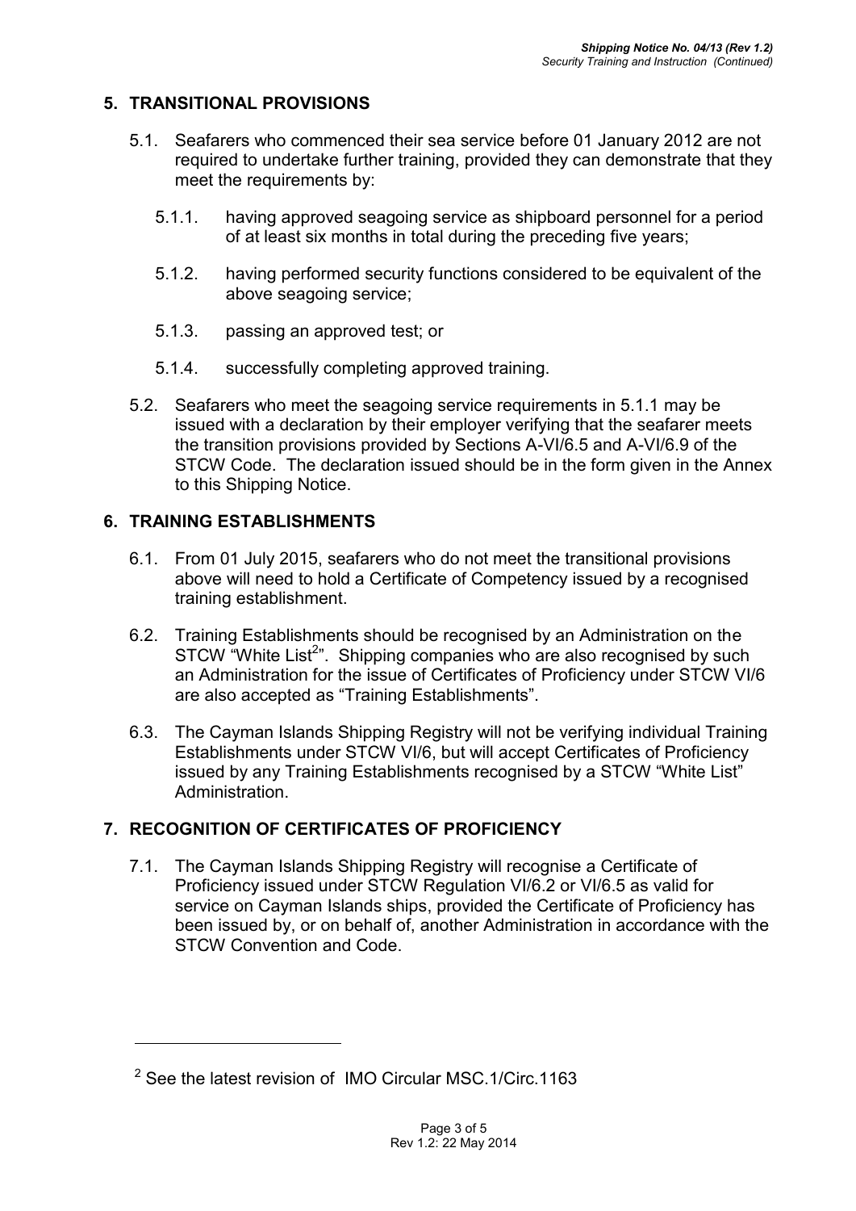## 5. TRANSITIONAL PROVISIONS

5.1. Seafarers who commenced their sea service before 01 January 2012 are not required to undertake further training, provided they can demonstrate that they meet the requirements by:

5.1.1. having approved seagoing service as shipboard personnel for a period of at least six months in total during the preceding five years;

5.1.2. having performed security functions considered to be equivalent of the above seagoing service;

5.1.3. passing an approved test; or

5.1.4. successfully completing approved training.

5.2. Seafarers who meet the seagoing service requirements in 5.1.1 may be issued with a declaration by their employer verifying that the seafarer meets the transition provisions provided by Sections A-VI/6.5 and A-VI/6.9 of the STCW Code. The declaration issued should be in the form given in the Annex to this Shipping Notice.

## 6. TRAINING ESTABLISHMENTS

6.1. From 01 July 2015, seafarers who do not meet the transitional provisions above will need to hold a Certificate of Competency issued by a recognised training establishment.

6.2. Training Establishments should be recognised by an Administration on the STCW "White List[2]". Shipping companies who are also recognised by such an Administration for the issue of Certificates of Proficiency under STCW VI/6 are also accepted as "Training Establishments".

6.3. The Cayman Islands Shipping Registry will not be verifying individual Training Establishments under STCW VI/6, but will accept Certificates of Proficiency issued by any Training Establishments recognised by a STCW "White List" Administration.

## 7. RECOGNITION OF CERTIFICATES OF PROFICIENCY

7.1. The Cayman Islands Shipping Registry will recognise a Certificate of Proficiency issued under STCW Regulation VI/6.2 or VI/6.5 as valid for service on Cayman Islands ships, provided the Certificate of Proficiency has been issued by, or on behalf of, another Administration in accordance with the STCW Convention and Code.

---

[2] See the latest revision of IMO Circular MSC.1/Circ.1163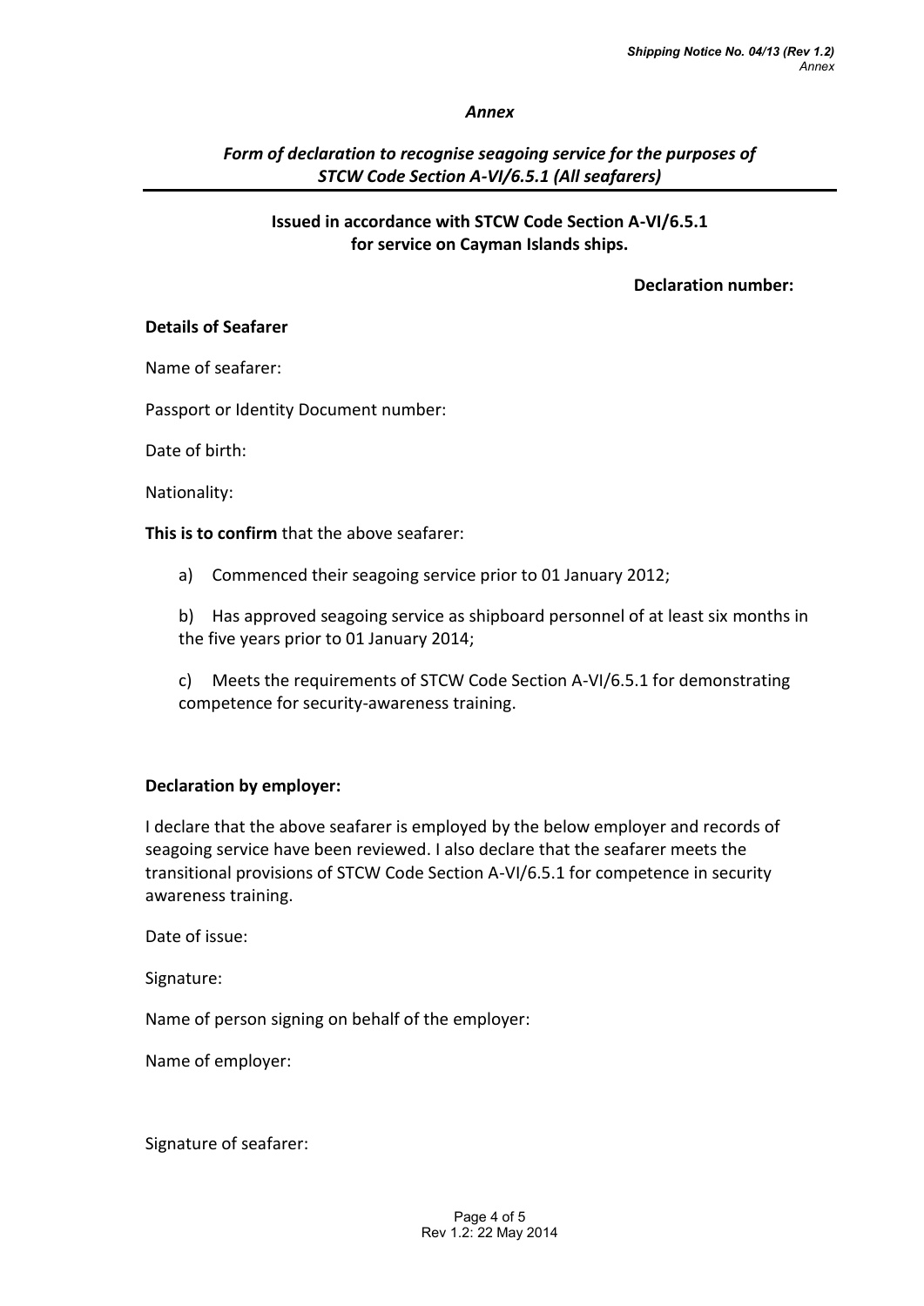*Annex*

## *Form of declaration to recognise seagoing service for the purposes of STCW Code Section A-VI/6.5.1 (All seafarers)*

**Issued in accordance with STCW Code Section A-VI/6.5.1 for service on Cayman Islands ships.**

**Declaration number:**

**Details of Seafarer**

Name of seafarer:

Passport or Identity Document number:

Date of birth:

Nationality:

**This is to confirm** that the above seafarer:

a) Commenced their seagoing service prior to 01 January 2012;

b) Has approved seagoing service as shipboard personnel of at least six months in the five years prior to 01 January 2014;

c) Meets the requirements of STCW Code Section A-VI/6.5.1 for demonstrating competence for security-awareness training.

**Declaration by employer:**

I declare that the above seafarer is employed by the below employer and records of seagoing service have been reviewed. I also declare that the seafarer meets the transitional provisions of STCW Code Section A-VI/6.5.1 for competence in security awareness training.

Date of issue:

Signature:

Name of person signing on behalf of the employer:

Name of employer:

Signature of seafarer: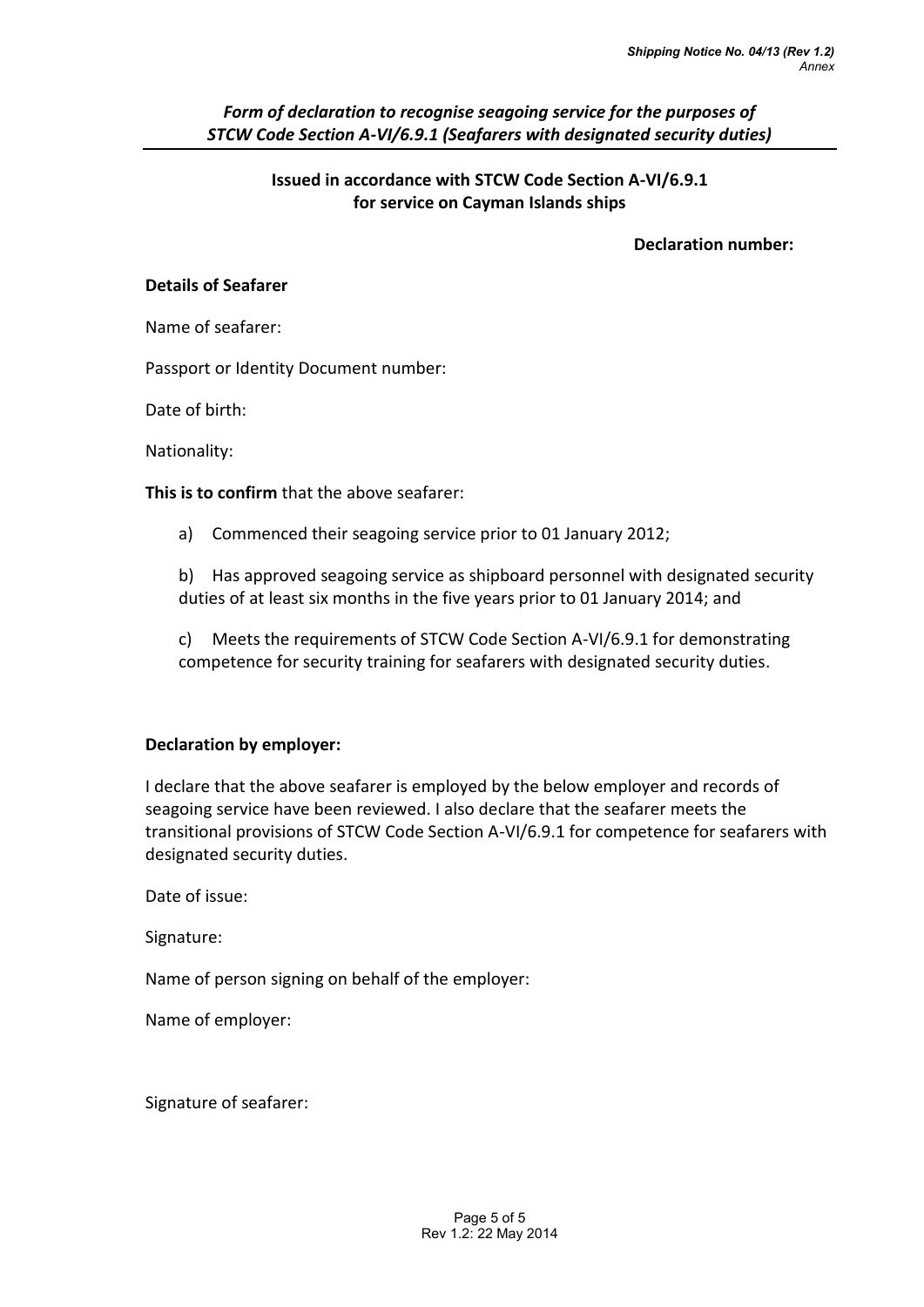*Form of declaration to recognise seagoing service for the purposes of STCW Code Section A-VI/6.9.1 (Seafarers with designated security duties)*

**Issued in accordance with STCW Code Section A-VI/6.9.1 for service on Cayman Islands ships**

**Declaration number:**

**Details of Seafarer**

Name of seafarer:

Passport or Identity Document number:

Date of birth:

Nationality:

**This is to confirm** that the above seafarer:

a) Commenced their seagoing service prior to 01 January 2012;

b) Has approved seagoing service as shipboard personnel with designated security duties of at least six months in the five years prior to 01 January 2014; and

c) Meets the requirements of STCW Code Section A-VI/6.9.1 for demonstrating competence for security training for seafarers with designated security duties.

**Declaration by employer:**

I declare that the above seafarer is employed by the below employer and records of seagoing service have been reviewed. I also declare that the seafarer meets the transitional provisions of STCW Code Section A-VI/6.9.1 for competence for seafarers with designated security duties.

Date of issue:

Signature:

Name of person signing on behalf of the employer:

Name of employer:

Signature of seafarer: